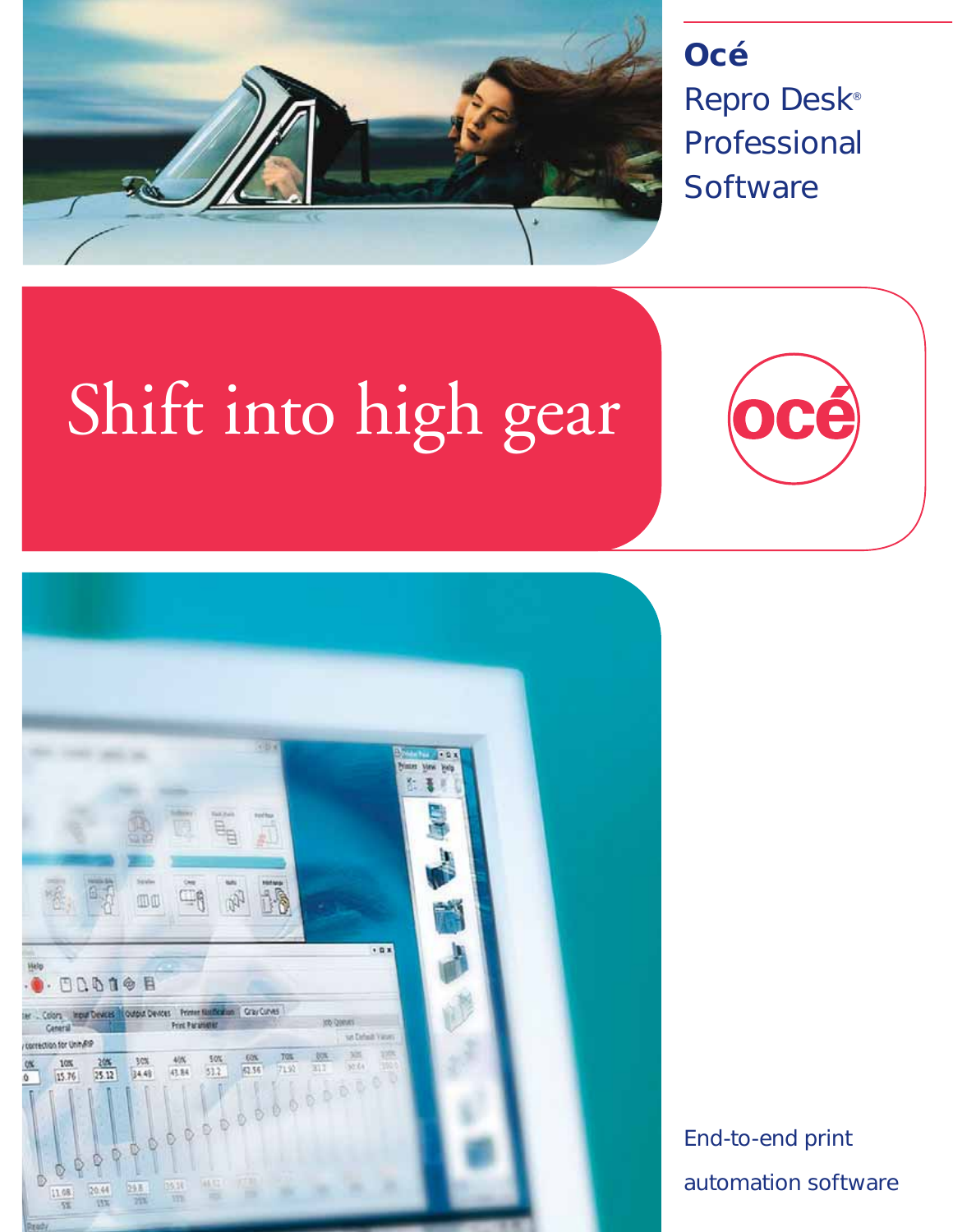# Océ Repro Desk® Professional Software

## Shift into high gear

océ

End-to-end print automation software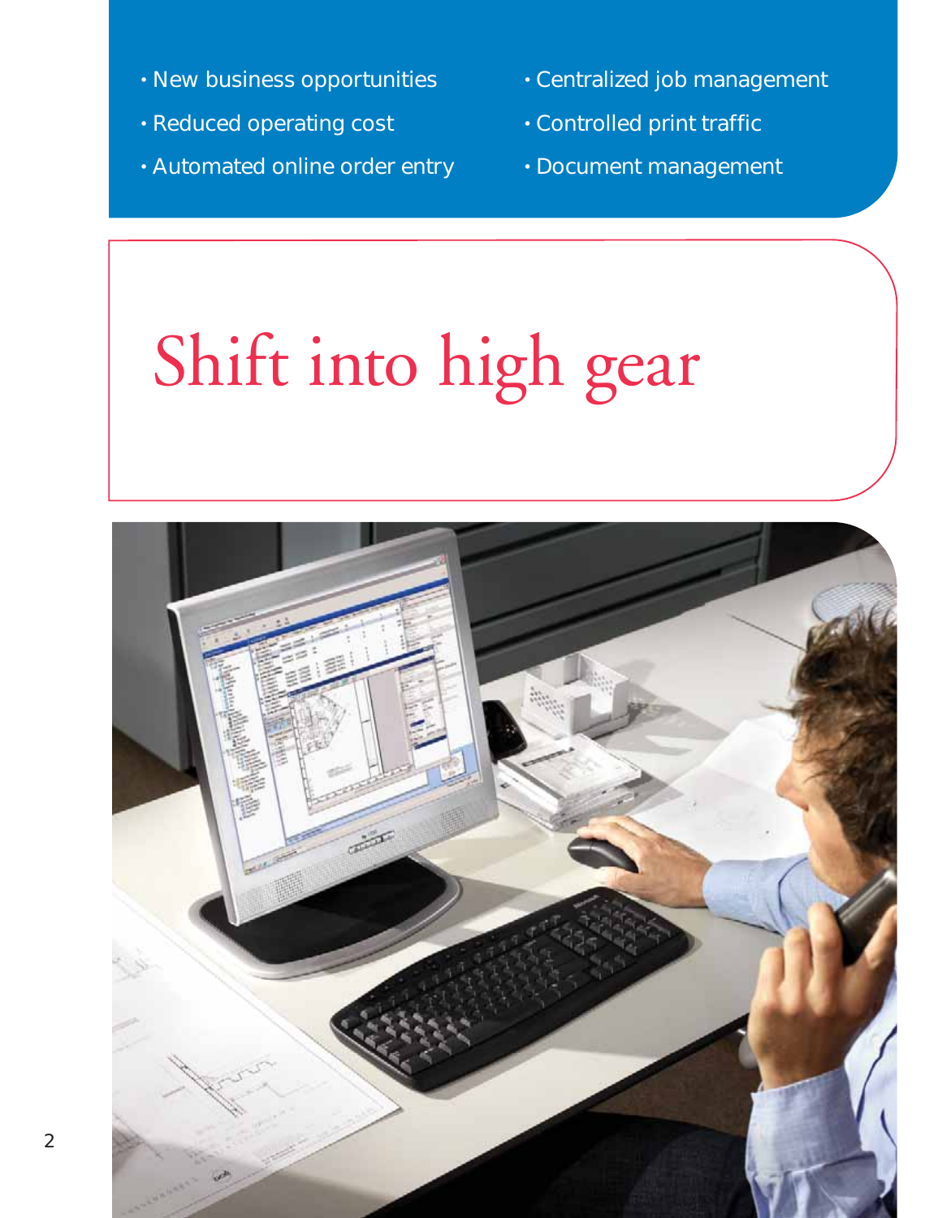- New business opportunities
- Reduced operating cost
- Automated online order entry
- Centralized job management
- Controlled print traffic
- Document management

# Shift into high gear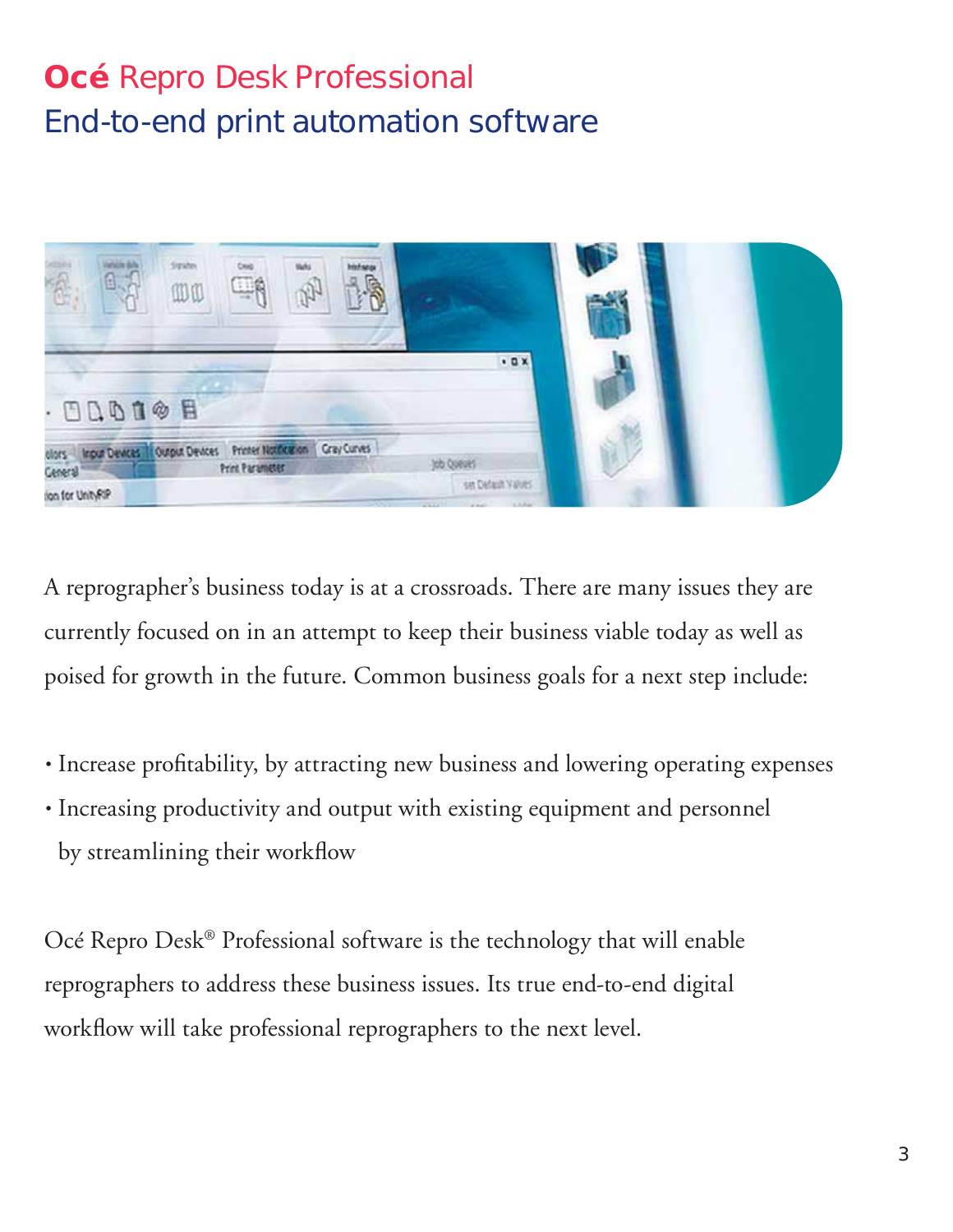# Océ Repro Desk Professional

## End-to-end print automation software

A reprographer's business today is at a crossroads. There are many issues they are currently focused on in an attempt to keep their business viable today as well as poised for growth in the future. Common business goals for a next step include:

- Increase profitability, by attracting new business and lowering operating expenses
- Increasing productivity and output with existing equipment and personnel by streamlining their workflow

Océ Repro Desk® Professional software is the technology that will enable reprographers to address these business issues. Its true end-to-end digital workflow will take professional reprographers to the next level.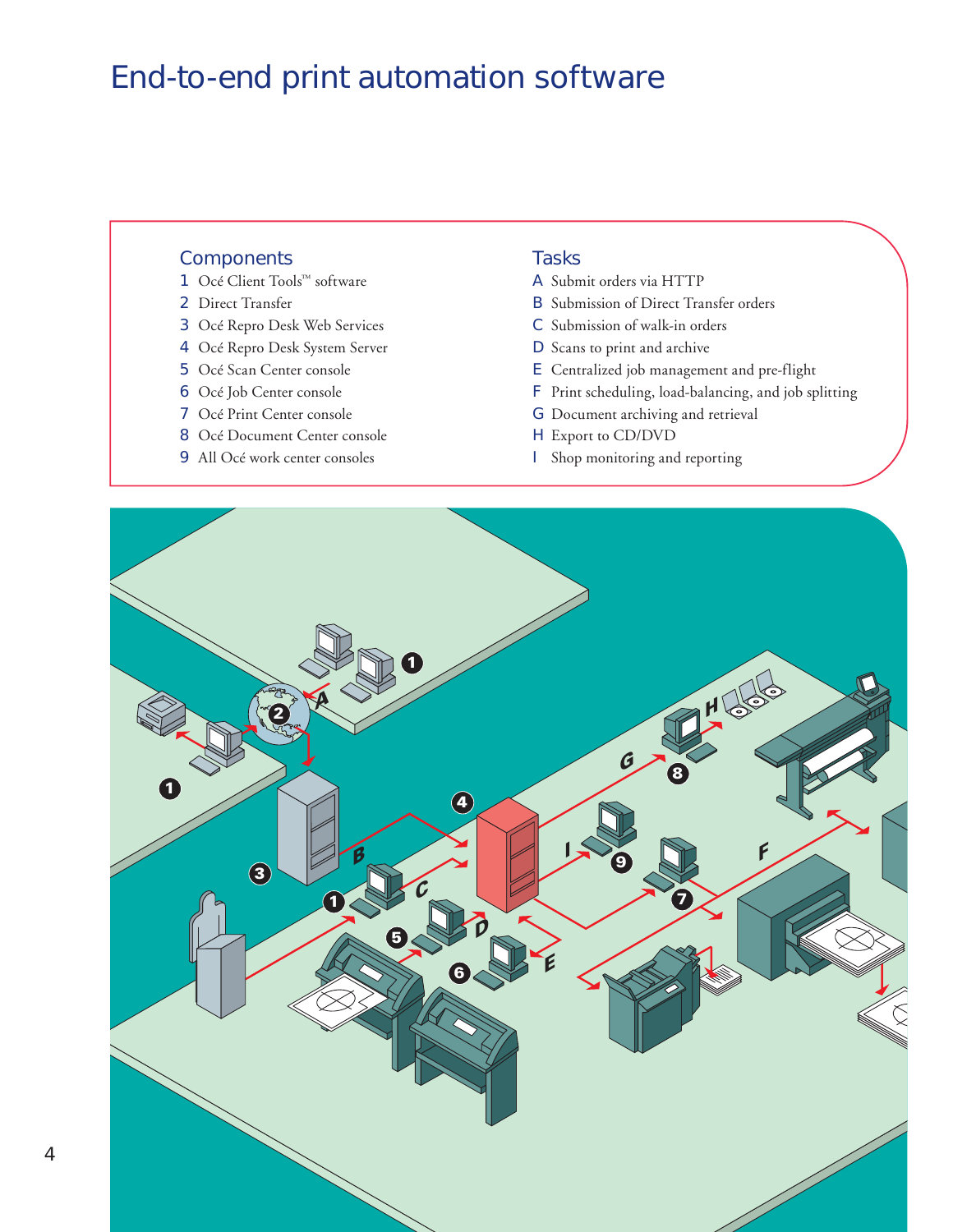# End-to-end print automation software

## Components

1. Océ Client Tools™ software
2. Direct Transfer
3. Océ Repro Desk Web Services
4. Océ Repro Desk System Server
5. Océ Scan Center console
6. Océ Job Center console
7. Océ Print Center console
8. Océ Document Center console
9. All Océ work center consoles

## Tasks

A Submit orders via HTTP
B Submission of Direct Transfer orders
C Submission of walk-in orders
D Scans to print and archive
E Centralized job management and pre-flight
F Print scheduling, load-balancing, and job splitting
G Document archiving and retrieval
H Export to CD/DVD
I Shop monitoring and reporting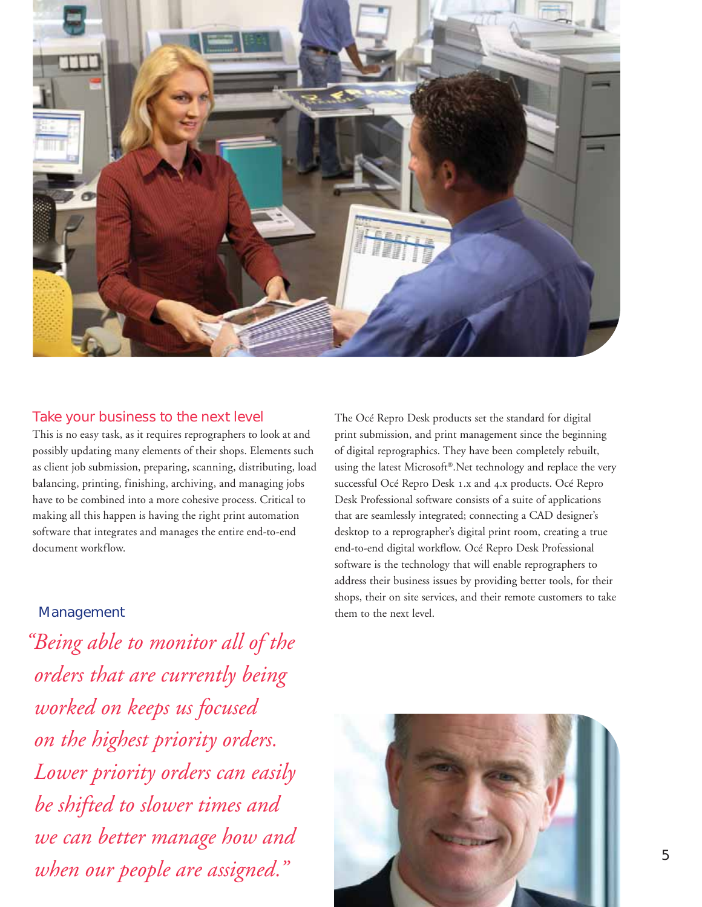## Take your business to the next level

This is no easy task, as it requires reprographers to look at and possibly updating many elements of their shops. Elements such as client job submission, preparing, scanning, distributing, load balancing, printing, finishing, archiving, and managing jobs have to be combined into a more cohesive process. Critical to making all this happen is having the right print automation software that integrates and manages the entire end-to-end document workflow.

The Océ Repro Desk products set the standard for digital print submission, and print management since the beginning of digital reprographics. They have been completely rebuilt, using the latest Microsoft®.Net technology and replace the very successful Océ Repro Desk 1.x and 4.x products. Océ Repro Desk Professional software consists of a suite of applications that are seamlessly integrated; connecting a CAD designer's desktop to a reprographer's digital print room, creating a true end-to-end digital workflow. Océ Repro Desk Professional software is the technology that will enable reprographers to address their business issues by providing better tools, for their shops, their on site services, and their remote customers to take them to the next level.

### Management

*"Being able to monitor all of the orders that are currently being worked on keeps us focused on the highest priority orders. Lower priority orders can easily be shifted to slower times and we can better manage how and when our people are assigned."*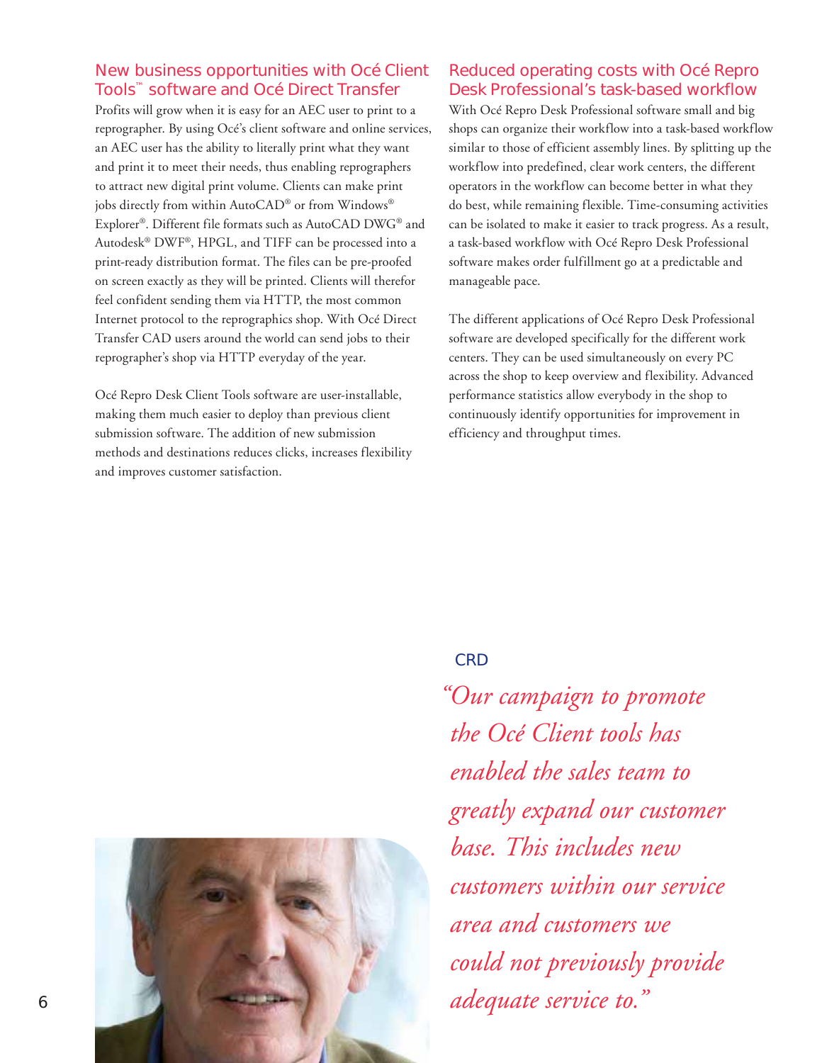## New business opportunities with Océ Client Tools™ software and Océ Direct Transfer

Profits will grow when it is easy for an AEC user to print to a reprographer. By using Océ's client software and online services, an AEC user has the ability to literally print what they want and print it to meet their needs, thus enabling reprographers to attract new digital print volume. Clients can make print jobs directly from within AutoCAD® or from Windows® Explorer®. Different file formats such as AutoCAD DWG® and Autodesk® DWF®, HPGL, and TIFF can be processed into a print-ready distribution format. The files can be pre-proofed on screen exactly as they will be printed. Clients will therefor feel confident sending them via HTTP, the most common Internet protocol to the reprographics shop. With Océ Direct Transfer CAD users around the world can send jobs to their reprographer's shop via HTTP everyday of the year.

Océ Repro Desk Client Tools software are user-installable, making them much easier to deploy than previous client submission software. The addition of new submission methods and destinations reduces clicks, increases flexibility and improves customer satisfaction.

## Reduced operating costs with Océ Repro Desk Professional's task-based workflow

With Océ Repro Desk Professional software small and big shops can organize their workflow into a task-based workflow similar to those of efficient assembly lines. By splitting up the workflow into predefined, clear work centers, the different operators in the workflow can become better in what they do best, while remaining flexible. Time-consuming activities can be isolated to make it easier to track progress. As a result, a task-based workflow with Océ Repro Desk Professional software makes order fulfillment go at a predictable and manageable pace.

The different applications of Océ Repro Desk Professional software are developed specifically for the different work centers. They can be used simultaneously on every PC across the shop to keep overview and flexibility. Advanced performance statistics allow everybody in the shop to continuously identify opportunities for improvement in efficiency and throughput times.

CRD

*"Our campaign to promote the Océ Client tools has enabled the sales team to greatly expand our customer base. This includes new customers within our service area and customers we could not previously provide adequate service to."*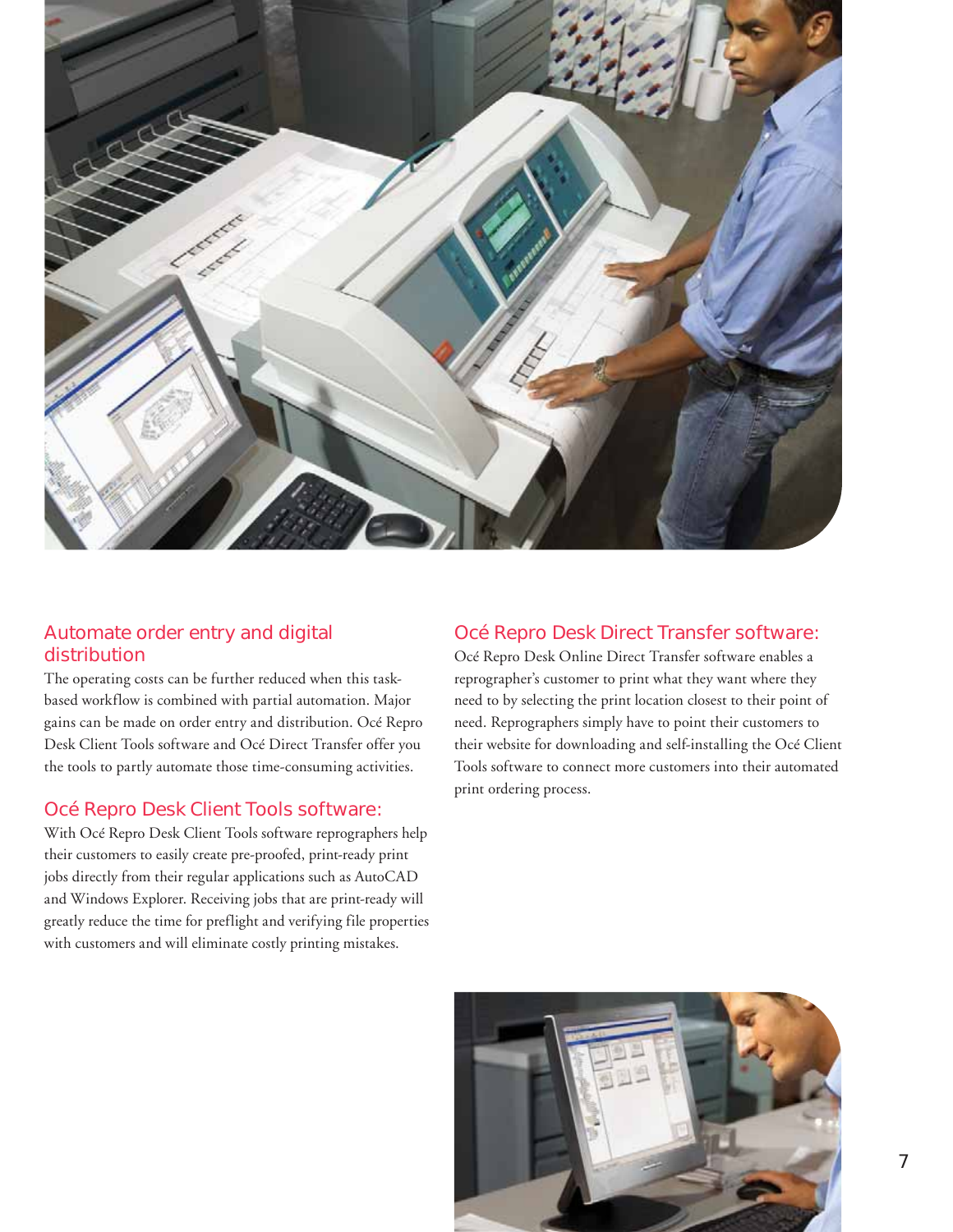## Automate order entry and digital distribution

The operating costs can be further reduced when this task-based workflow is combined with partial automation. Major gains can be made on order entry and distribution. Océ Repro Desk Client Tools software and Océ Direct Transfer offer you the tools to partly automate those time-consuming activities.

## Océ Repro Desk Client Tools software:

With Océ Repro Desk Client Tools software reprographers help their customers to easily create pre-proofed, print-ready print jobs directly from their regular applications such as AutoCAD and Windows Explorer. Receiving jobs that are print-ready will greatly reduce the time for preflight and verifying file properties with customers and will eliminate costly printing mistakes.

## Océ Repro Desk Direct Transfer software:

Océ Repro Desk Online Direct Transfer software enables a reprographer's customer to print what they want where they need to by selecting the print location closest to their point of need. Reprographers simply have to point their customers to their website for downloading and self-installing the Océ Client Tools software to connect more customers into their automated print ordering process.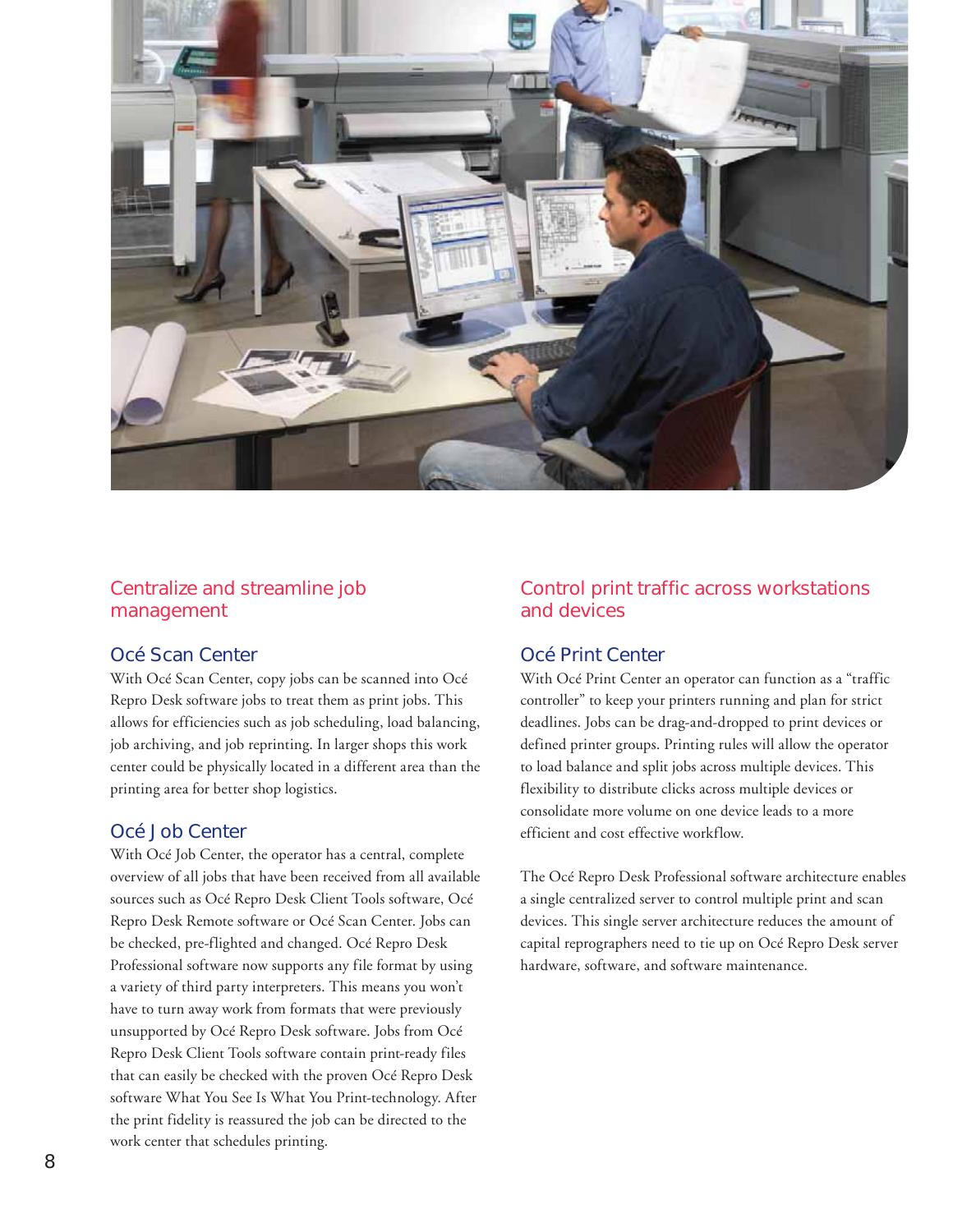## Centralize and streamline job management

### Océ Scan Center

With Océ Scan Center, copy jobs can be scanned into Océ Repro Desk software jobs to treat them as print jobs. This allows for efficiencies such as job scheduling, load balancing, job archiving, and job reprinting. In larger shops this work center could be physically located in a different area than the printing area for better shop logistics.

### Océ Job Center

With Océ Job Center, the operator has a central, complete overview of all jobs that have been received from all available sources such as Océ Repro Desk Client Tools software, Océ Repro Desk Remote software or Océ Scan Center. Jobs can be checked, pre-flighted and changed. Océ Repro Desk Professional software now supports any file format by using a variety of third party interpreters. This means you won't have to turn away work from formats that were previously unsupported by Océ Repro Desk software. Jobs from Océ Repro Desk Client Tools software contain print-ready files that can easily be checked with the proven Océ Repro Desk software What You See Is What You Print-technology. After the print fidelity is reassured the job can be directed to the work center that schedules printing.

## Control print traffic across workstations and devices

### Océ Print Center

With Océ Print Center an operator can function as a "traffic controller" to keep your printers running and plan for strict deadlines. Jobs can be drag-and-dropped to print devices or defined printer groups. Printing rules will allow the operator to load balance and split jobs across multiple devices. This flexibility to distribute clicks across multiple devices or consolidate more volume on one device leads to a more efficient and cost effective workflow.

The Océ Repro Desk Professional software architecture enables a single centralized server to control multiple print and scan devices. This single server architecture reduces the amount of capital reprographers need to tie up on Océ Repro Desk server hardware, software, and software maintenance.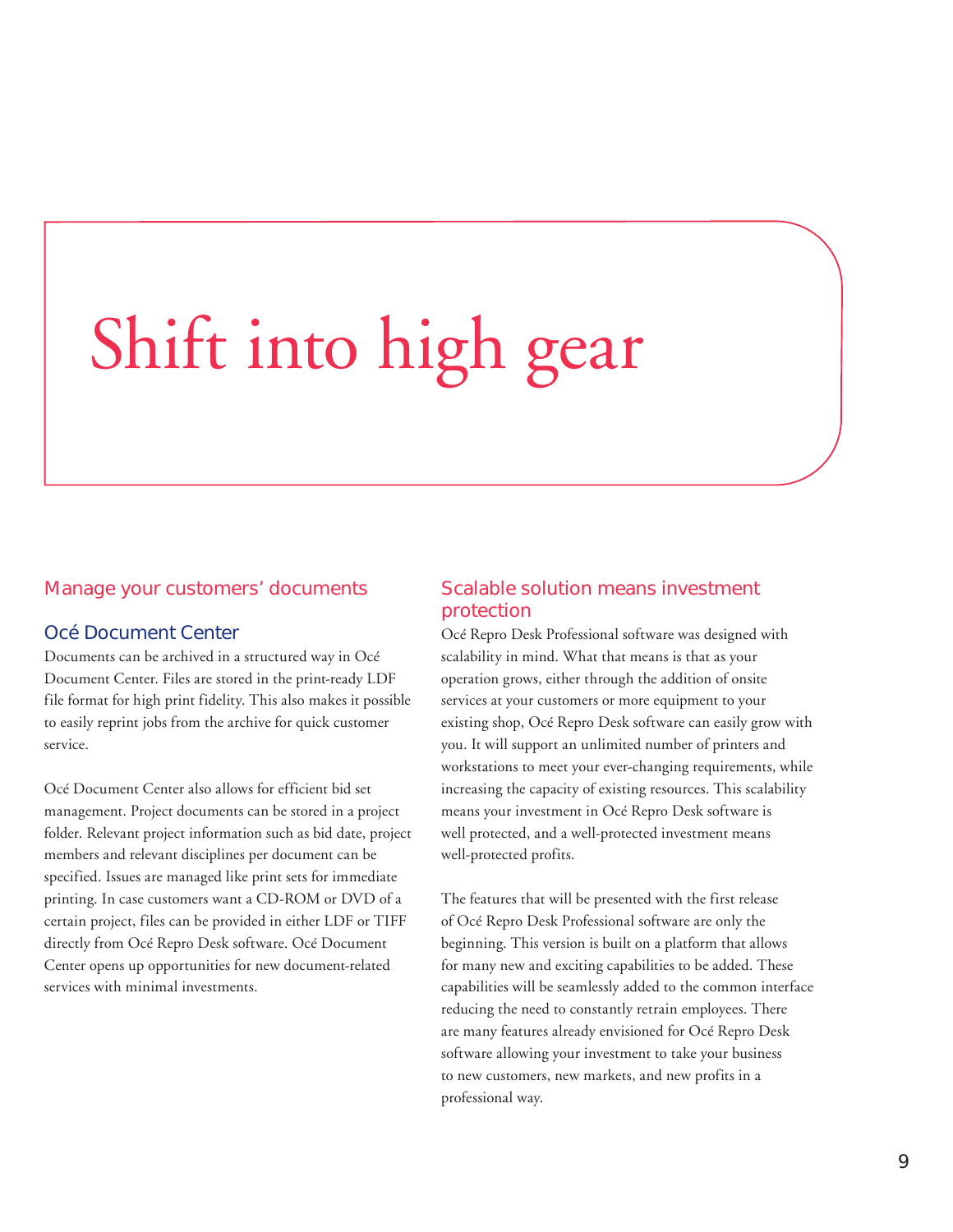# Shift into high gear

## Manage your customers' documents

### Océ Document Center

Documents can be archived in a structured way in Océ Document Center. Files are stored in the print-ready LDF file format for high print fidelity. This also makes it possible to easily reprint jobs from the archive for quick customer service.

Océ Document Center also allows for efficient bid set management. Project documents can be stored in a project folder. Relevant project information such as bid date, project members and relevant disciplines per document can be specified. Issues are managed like print sets for immediate printing. In case customers want a CD-ROM or DVD of a certain project, files can be provided in either LDF or TIFF directly from Océ Repro Desk software. Océ Document Center opens up opportunities for new document-related services with minimal investments.

## Scalable solution means investment protection

Océ Repro Desk Professional software was designed with scalability in mind. What that means is that as your operation grows, either through the addition of onsite services at your customers or more equipment to your existing shop, Océ Repro Desk software can easily grow with you. It will support an unlimited number of printers and workstations to meet your ever-changing requirements, while increasing the capacity of existing resources. This scalability means your investment in Océ Repro Desk software is well protected, and a well-protected investment means well-protected profits.

The features that will be presented with the first release of Océ Repro Desk Professional software are only the beginning. This version is built on a platform that allows for many new and exciting capabilities to be added. These capabilities will be seamlessly added to the common interface reducing the need to constantly retrain employees. There are many features already envisioned for Océ Repro Desk software allowing your investment to take your business to new customers, new markets, and new profits in a professional way.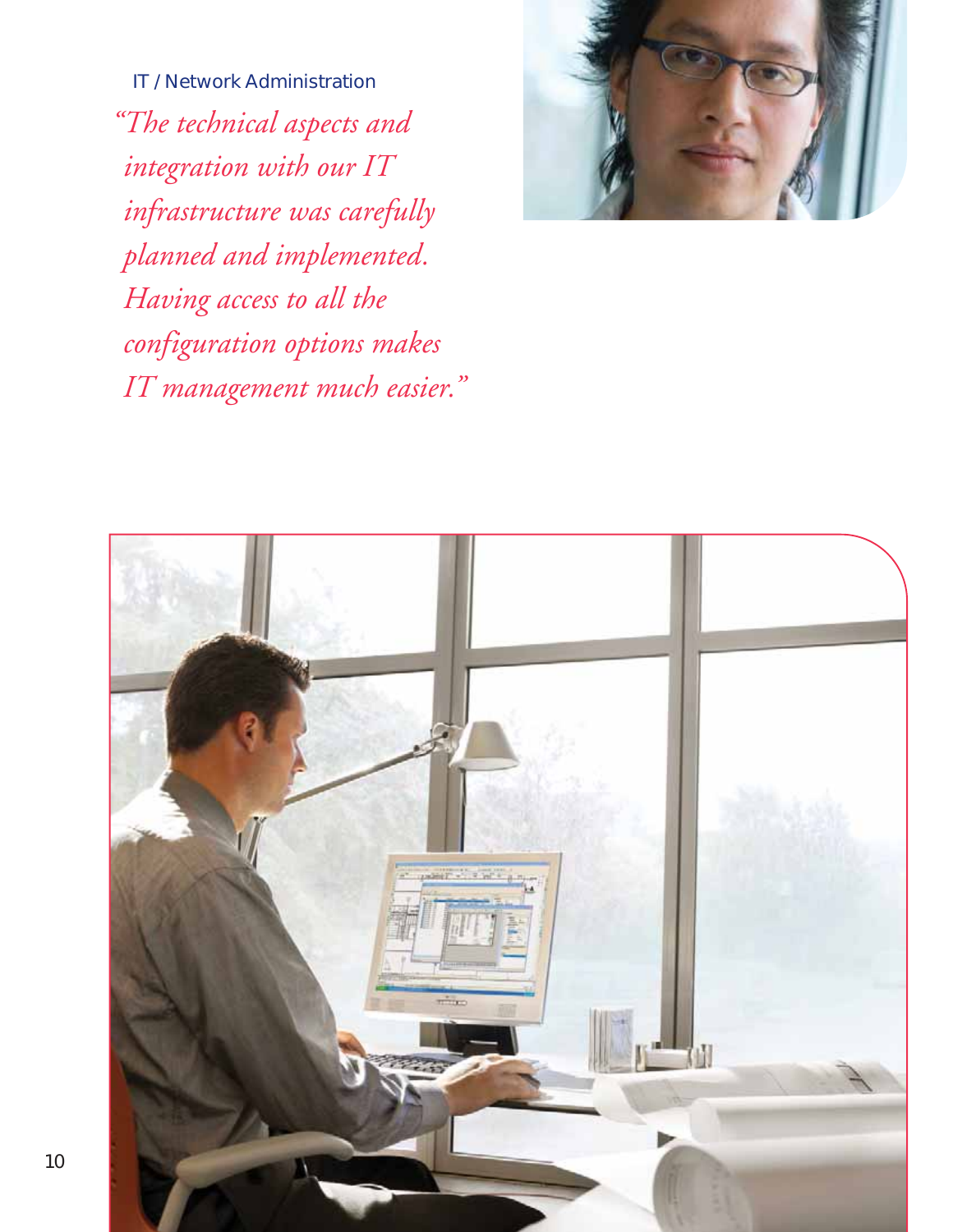IT / Network Administration

*"The technical aspects and integration with our IT infrastructure was carefully planned and implemented. Having access to all the configuration options makes IT management much easier."*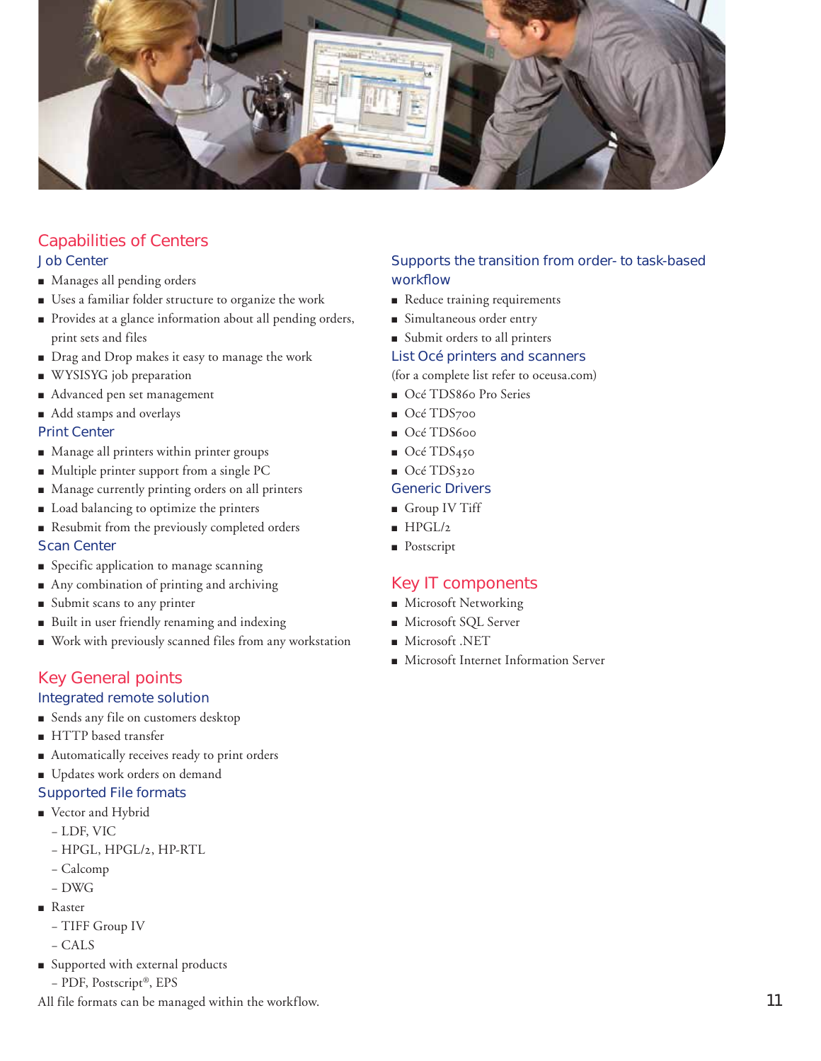## Capabilities of Centers

### Job Center

- Manages all pending orders
- Uses a familiar folder structure to organize the work
- Provides at a glance information about all pending orders, print sets and files
- Drag and Drop makes it easy to manage the work
- WYSISYG job preparation
- Advanced pen set management
- Add stamps and overlays

### Print Center

- Manage all printers within printer groups
- Multiple printer support from a single PC
- Manage currently printing orders on all printers
- Load balancing to optimize the printers
- Resubmit from the previously completed orders

### Scan Center

- Specific application to manage scanning
- Any combination of printing and archiving
- Submit scans to any printer
- Built in user friendly renaming and indexing
- Work with previously scanned files from any workstation

## Key General points

### Integrated remote solution

- Sends any file on customers desktop
- HTTP based transfer
- Automatically receives ready to print orders
- Updates work orders on demand

### Supported File formats

- Vector and Hybrid
  - LDF, VIC
  - HPGL, HPGL/2, HP-RTL
  - Calcomp
  - DWG
- Raster
  - TIFF Group IV
  - CALS
- Supported with external products
  - PDF, Postscript®, EPS

All file formats can be managed within the workflow.

### Supports the transition from order- to task-based workflow

- Reduce training requirements
- Simultaneous order entry
- Submit orders to all printers

### List Océ printers and scanners

(for a complete list refer to oceusa.com)

- Océ TDS860 Pro Series
- Océ TDS700
- Océ TDS600
- Océ TDS450
- Océ TDS320

### Generic Drivers

- Group IV Tiff
- HPGL/2
- Postscript

## Key IT components

- Microsoft Networking
- Microsoft SQL Server
- Microsoft .NET
- Microsoft Internet Information Server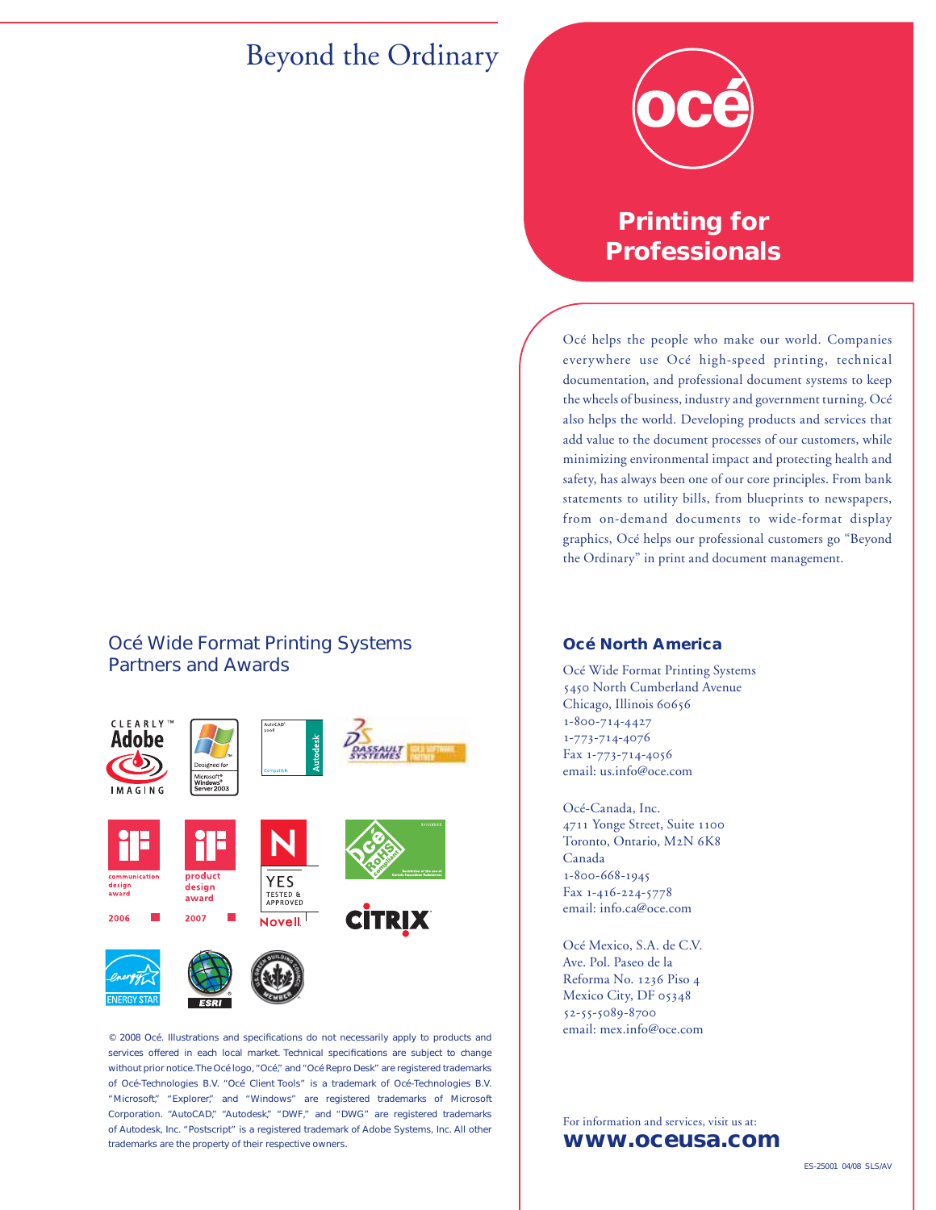Beyond the Ordinary

Printing for Professionals

Océ helps the people who make our world. Companies everywhere use Océ high-speed printing, technical documentation, and professional document systems to keep the wheels of business, industry and government turning. Océ also helps the world. Developing products and services that add value to the document processes of our customers, while minimizing environmental impact and protecting health and safety, has always been one of our core principles. From bank statements to utility bills, from blueprints to newspapers, from on-demand documents to wide-format display graphics, Océ helps our professional customers go "Beyond the Ordinary" in print and document management.

## Océ Wide Format Printing Systems Partners and Awards

© 2008 Océ. Illustrations and specifications do not necessarily apply to products and services offered in each local market. Technical specifications are subject to change without prior notice. The Océ logo, "Océ," and "Océ Repro Desk" are registered trademarks of Océ-Technologies B.V. "Océ Client Tools" is a trademark of Océ-Technologies B.V. "Microsoft," "Explorer," and "Windows" are registered trademarks of Microsoft Corporation. "AutoCAD," "Autodesk," "DWF," and "DWG" are registered trademarks of Autodesk, Inc. "Postscript" is a registered trademark of Adobe Systems, Inc. All other trademarks are the property of their respective owners.

## Océ North America

Océ Wide Format Printing Systems
5450 North Cumberland Avenue
Chicago, Illinois 60656
1-800-714-4427
1-773-714-4076
Fax 1-773-714-4056
email: us.info@oce.com

Océ-Canada, Inc.
4711 Yonge Street, Suite 1100
Toronto, Ontario, M2N 6K8
Canada
1-800-668-1945
Fax 1-416-224-5778
email: info.ca@oce.com

Océ Mexico, S.A. de C.V.
Ave. Pol. Paseo de la
Reforma No. 1236 Piso 4
Mexico City, DF 05348
52-55-5089-8700
email: mex.info@oce.com

For information and services, visit us at:

**www.oceusa.com**

ES-25001 04/08 SLS/AV